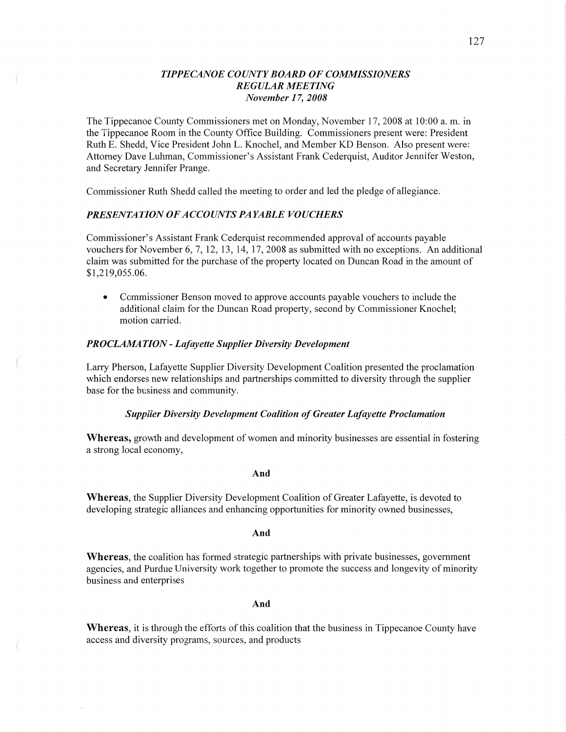# *TIPPECANOE COUNTY BOARD OF COMMISSIONERS*
## *REGULAR MEETING*
### *November 17, 2008*

The Tippecanoe County Commissioners met on Monday, November 17, 2008 at 10:00 a. m. in the Tippecanoe Room in the County Office Building. Commissioners present were: President Ruth E. Shedd, Vice President John L. Knochel, and Member KD Benson. Also present were: Attorney Dave Luhman, Commissioner's Assistant Frank Cederquist, Auditor Jennifer Weston, and Secretary Jennifer Prange.

Commissioner Ruth Shedd called the meeting to order and led the pledge of allegiance.

### *PRESENTATION OF ACCOUNTS PAYABLE VOUCHERS*

Commissioner's Assistant Frank Cederquist recommended approval of accounts payable vouchers for November 6, 7, 12, 13, 14, 17, 2008 as submitted with no exceptions. An additional claim was submitted for the purchase of the property located on Duncan Road in the amount of $1,219,055.06.

- Commissioner Benson moved to approve accounts payable vouchers to include the additional claim for the Duncan Road property, second by Commissioner Knochel; motion carried.

### *PROCLAMATION - Lafayette Supplier Diversity Development*

Larry Pherson, Lafayette Supplier Diversity Development Coalition presented the proclamation which endorses new relationships and partnerships committed to diversity through the supplier base for the business and community.

***Supplier Diversity Development Coalition of Greater Lafayette Proclamation***

**Whereas,** growth and development of women and minority businesses are essential in fostering a strong local economy,

**And**

**Whereas**, the Supplier Diversity Development Coalition of Greater Lafayette, is devoted to developing strategic alliances and enhancing opportunities for minority owned businesses,

**And**

**Whereas**, the coalition has formed strategic partnerships with private businesses, government agencies, and Purdue University work together to promote the success and longevity of minority business and enterprises

**And**

**Whereas**, it is through the efforts of this coalition that the business in Tippecanoe County have access and diversity programs, sources, and products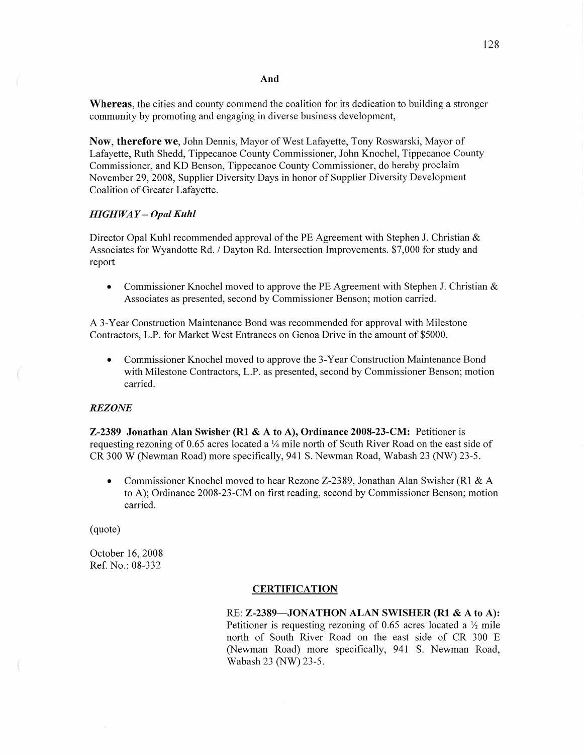**And**

**Whereas**, the cities and county commend the coalition for its dedication to building a stronger community by promoting and engaging in diverse business development,

**Now, therefore we**, John Dennis, Mayor of West Lafayette, Tony Roswarski, Mayor of Lafayette, Ruth Shedd, Tippecanoe County Commissioner, John Knochel, Tippecanoe County Commissioner, and KD Benson, Tippecanoe County Commissioner, do hereby proclaim November 29, 2008, Supplier Diversity Days in honor of Supplier Diversity Development Coalition of Greater Lafayette.

***HIGHWAY – Opal Kuhl***

Director Opal Kuhl recommended approval of the PE Agreement with Stephen J. Christian & Associates for Wyandotte Rd. / Dayton Rd. Intersection Improvements. $7,000 for study and report

- Commissioner Knochel moved to approve the PE Agreement with Stephen J. Christian & Associates as presented, second by Commissioner Benson; motion carried.

A 3-Year Construction Maintenance Bond was recommended for approval with Milestone Contractors, L.P. for Market West Entrances on Genoa Drive in the amount of $5000.

- Commissioner Knochel moved to approve the 3-Year Construction Maintenance Bond with Milestone Contractors, L.P. as presented, second by Commissioner Benson; motion carried.

***REZONE***

**Z-2389 Jonathan Alan Swisher (R1 & A to A), Ordinance 2008-23-CM:** Petitioner is requesting rezoning of 0.65 acres located a ¼ mile north of South River Road on the east side of CR 300 W (Newman Road) more specifically, 941 S. Newman Road, Wabash 23 (NW) 23-5.

- Commissioner Knochel moved to hear Rezone Z-2389, Jonathan Alan Swisher (R1 & A to A); Ordinance 2008-23-CM on first reading, second by Commissioner Benson; motion carried.

(quote)

October 16, 2008
Ref. No.: 08-332

**CERTIFICATION**

RE: **Z-2389—JONATHON ALAN SWISHER (R1 & A to A):** Petitioner is requesting rezoning of 0.65 acres located a ½ mile north of South River Road on the east side of CR 300 E (Newman Road) more specifically, 941 S. Newman Road, Wabash 23 (NW) 23-5.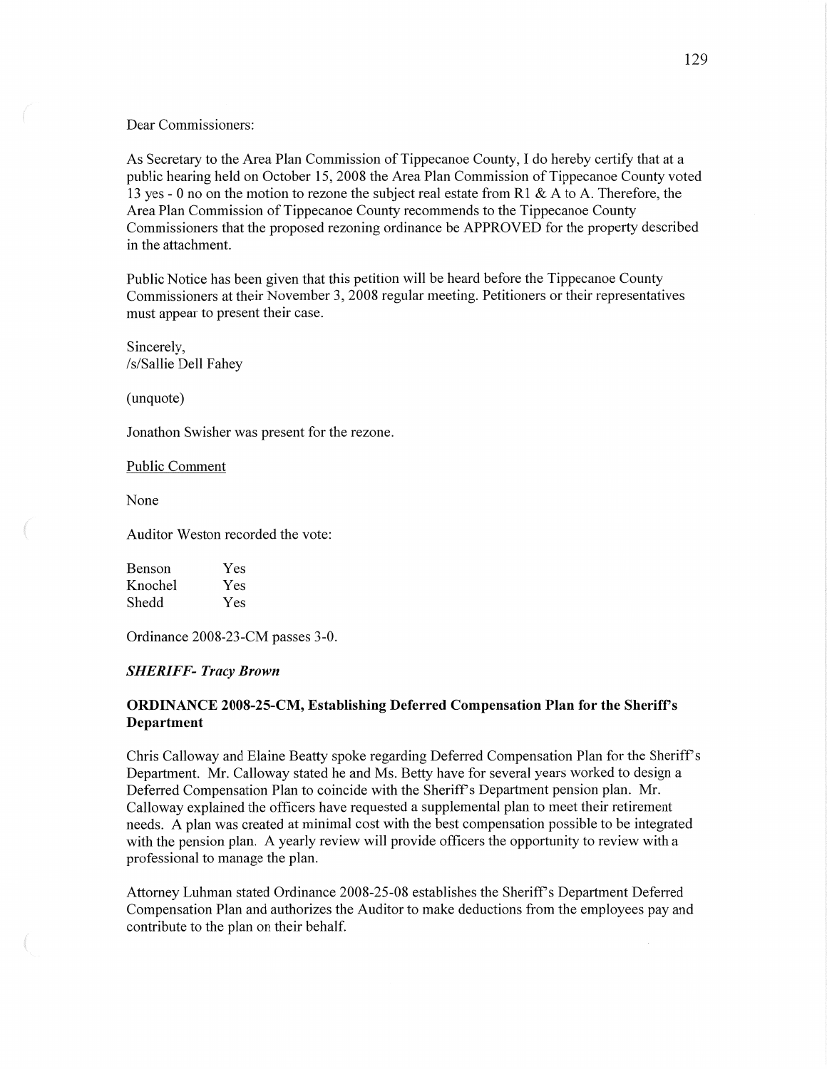Dear Commissioners:

As Secretary to the Area Plan Commission of Tippecanoe County, I do hereby certify that at a public hearing held on October 15, 2008 the Area Plan Commission of Tippecanoe County voted 13 yes - 0 no on the motion to rezone the subject real estate from R1 & A to A. Therefore, the Area Plan Commission of Tippecanoe County recommends to the Tippecanoe County Commissioners that the proposed rezoning ordinance be APPROVED for the property described in the attachment.

Public Notice has been given that this petition will be heard before the Tippecanoe County Commissioners at their November 3, 2008 regular meeting. Petitioners or their representatives must appear to present their case.

Sincerely,
/s/Sallie Dell Fahey

(unquote)

Jonathon Swisher was present for the rezone.

Public Comment

None

Auditor Weston recorded the vote:

| | |
|---|---|
| Benson | Yes |
| Knochel | Yes |
| Shedd | Yes |

Ordinance 2008-23-CM passes 3-0.

***SHERIFF- Tracy Brown***

**ORDINANCE 2008-25-CM, Establishing Deferred Compensation Plan for the Sheriff's Department**

Chris Calloway and Elaine Beatty spoke regarding Deferred Compensation Plan for the Sheriff's Department. Mr. Calloway stated he and Ms. Betty have for several years worked to design a Deferred Compensation Plan to coincide with the Sheriff's Department pension plan. Mr. Calloway explained the officers have requested a supplemental plan to meet their retirement needs. A plan was created at minimal cost with the best compensation possible to be integrated with the pension plan. A yearly review will provide officers the opportunity to review with a professional to manage the plan.

Attorney Luhman stated Ordinance 2008-25-08 establishes the Sheriff's Department Deferred Compensation Plan and authorizes the Auditor to make deductions from the employees pay and contribute to the plan on their behalf.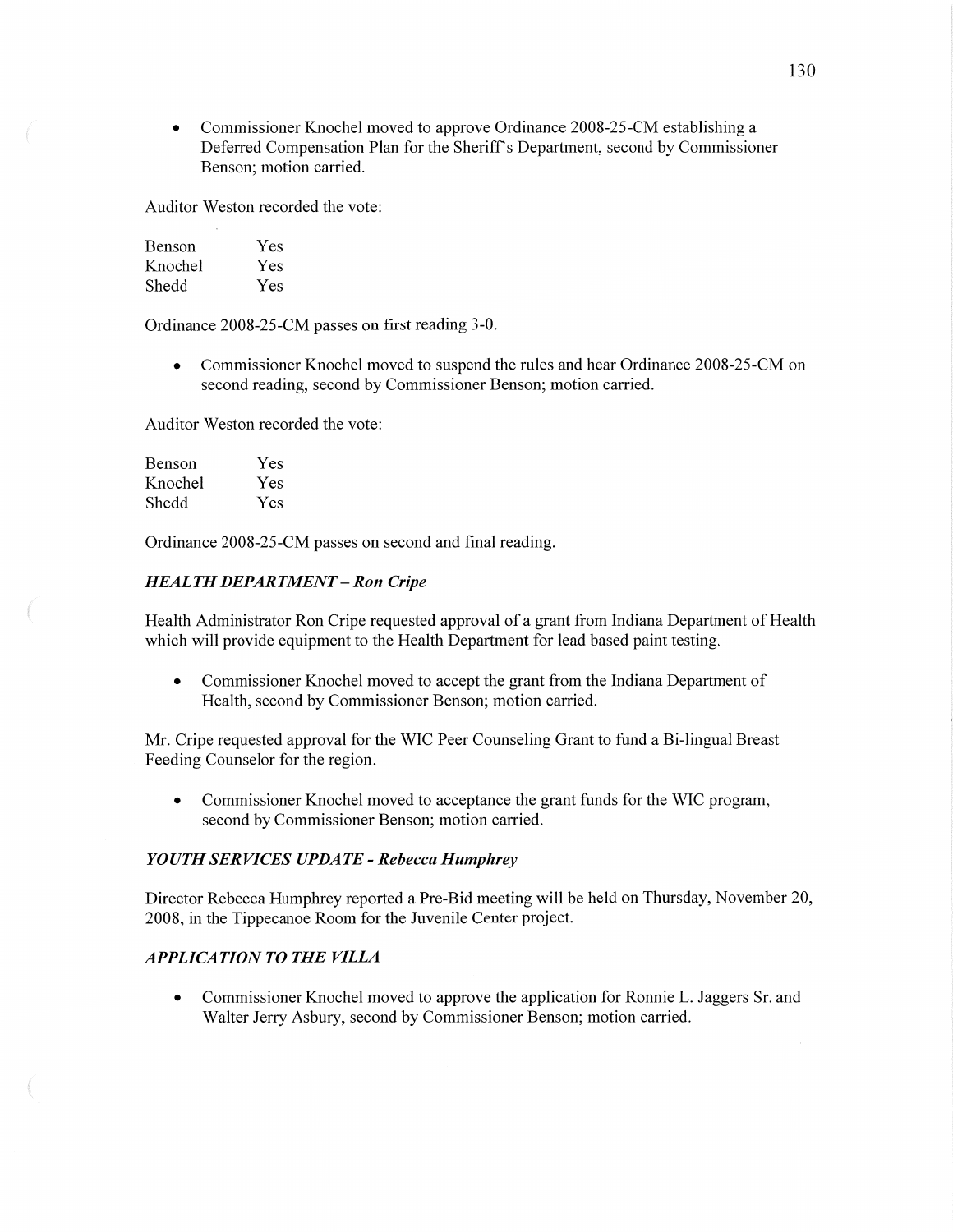- Commissioner Knochel moved to approve Ordinance 2008-25-CM establishing a Deferred Compensation Plan for the Sheriff's Department, second by Commissioner Benson; motion carried.

Auditor Weston recorded the vote:

| | |
|---|---|
| Benson | Yes |
| Knochel | Yes |
| Shedd | Yes |

Ordinance 2008-25-CM passes on first reading 3-0.

- Commissioner Knochel moved to suspend the rules and hear Ordinance 2008-25-CM on second reading, second by Commissioner Benson; motion carried.

Auditor Weston recorded the vote:

| | |
|---|---|
| Benson | Yes |
| Knochel | Yes |
| Shedd | Yes |

Ordinance 2008-25-CM passes on second and final reading.

### *HEALTH DEPARTMENT – Ron Cripe*

Health Administrator Ron Cripe requested approval of a grant from Indiana Department of Health which will provide equipment to the Health Department for lead based paint testing.

- Commissioner Knochel moved to accept the grant from the Indiana Department of Health, second by Commissioner Benson; motion carried.

Mr. Cripe requested approval for the WIC Peer Counseling Grant to fund a Bi-lingual Breast Feeding Counselor for the region.

- Commissioner Knochel moved to acceptance the grant funds for the WIC program, second by Commissioner Benson; motion carried.

### *YOUTH SERVICES UPDATE - Rebecca Humphrey*

Director Rebecca Humphrey reported a Pre-Bid meeting will be held on Thursday, November 20, 2008, in the Tippecanoe Room for the Juvenile Center project.

### *APPLICATION TO THE VILLA*

- Commissioner Knochel moved to approve the application for Ronnie L. Jaggers Sr. and Walter Jerry Asbury, second by Commissioner Benson; motion carried.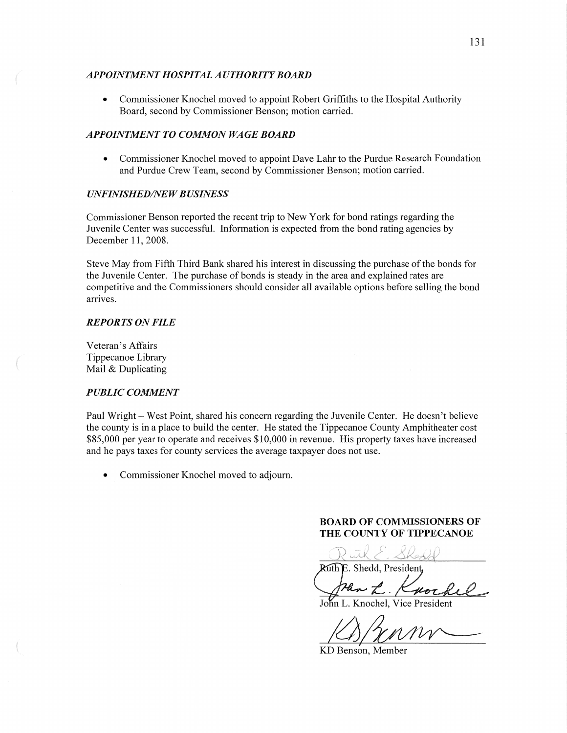### *APPOINTMENT HOSPITAL AUTHORITY BOARD*

- Commissioner Knochel moved to appoint Robert Griffiths to the Hospital Authority Board, second by Commissioner Benson; motion carried.

### *APPOINTMENT TO COMMON WAGE BOARD*

- Commissioner Knochel moved to appoint Dave Lahr to the Purdue Research Foundation and Purdue Crew Team, second by Commissioner Benson; motion carried.

### *UNFINISHED/NEW BUSINESS*

Commissioner Benson reported the recent trip to New York for bond ratings regarding the Juvenile Center was successful. Information is expected from the bond rating agencies by December 11, 2008.

Steve May from Fifth Third Bank shared his interest in discussing the purchase of the bonds for the Juvenile Center. The purchase of bonds is steady in the area and explained rates are competitive and the Commissioners should consider all available options before selling the bond arrives.

### *REPORTS ON FILE*

Veteran's Affairs
Tippecanoe Library
Mail & Duplicating

### *PUBLIC COMMENT*

Paul Wright – West Point, shared his concern regarding the Juvenile Center. He doesn't believe the county is in a place to build the center. He stated the Tippecanoe County Amphitheater cost $85,000 per year to operate and receives $10,000 in revenue. His property taxes have increased and he pays taxes for county services the average taxpayer does not use.

- Commissioner Knochel moved to adjourn.

**BOARD OF COMMISSIONERS OF THE COUNTY OF TIPPECANOE**

Ruth E. Shedd, President

John L. Knochel, Vice President

KD Benson, Member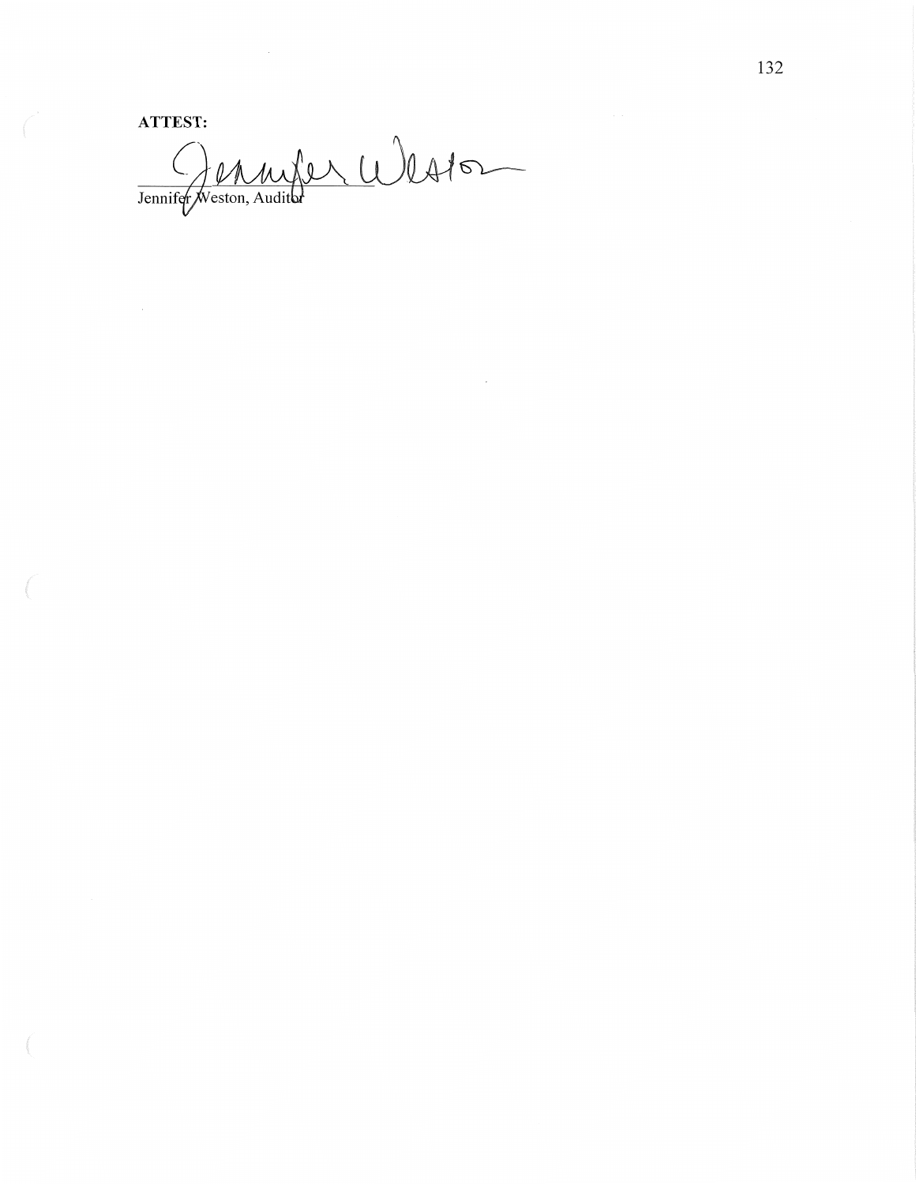**ATTEST:**

Jennifer Weston, Auditor